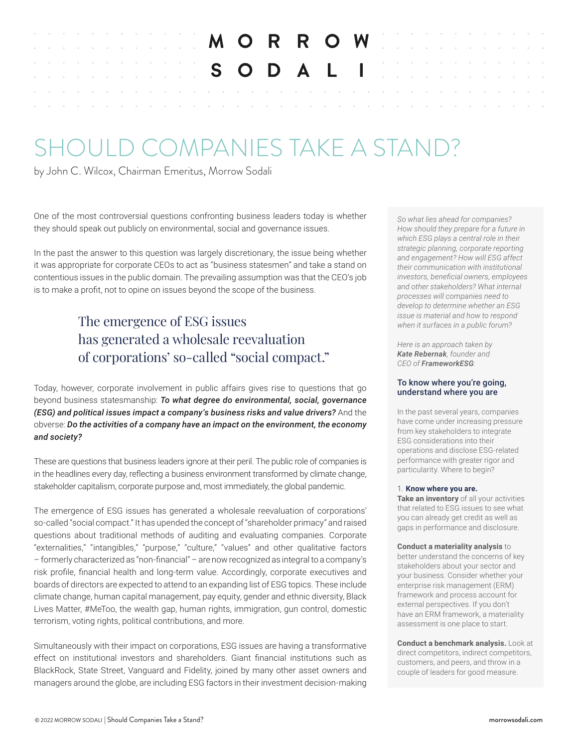# MORROW SODALI

# SHOULD COMPANIES TAKE A STAND?

by John C. Wilcox, Chairman Emeritus, Morrow Sodali

One of the most controversial questions confronting business leaders today is whether they should speak out publicly on environmental, social and governance issues.

In the past the answer to this question was largely discretionary, the issue being whether it was appropriate for corporate CEOs to act as "business statesmen" and take a stand on contentious issues in the public domain. The prevailing assumption was that the CEO's job is to make a profit, not to opine on issues beyond the scope of the business.

> The emergence of ESG issues has generated a wholesale reevaluation of corporations' so-called "social compact."

Today, however, corporate involvement in public affairs gives rise to questions that go beyond business statesmanship: ***To what degree do environmental, social, governance (ESG) and political issues impact a company's business risks and value drivers?*** And the obverse: ***Do the activities of a company have an impact on the environment, the economy and society?***

These are questions that business leaders ignore at their peril. The public role of companies is in the headlines every day, reflecting a business environment transformed by climate change, stakeholder capitalism, corporate purpose and, most immediately, the global pandemic.

The emergence of ESG issues has generated a wholesale reevaluation of corporations' so-called "social compact." It has upended the concept of "shareholder primacy" and raised questions about traditional methods of auditing and evaluating companies. Corporate "externalities," "intangibles," "purpose," "culture," "values" and other qualitative factors – formerly characterized as "non-financial" – are now recognized as integral to a company's risk profile, financial health and long-term value. Accordingly, corporate executives and boards of directors are expected to attend to an expanding list of ESG topics. These include climate change, human capital management, pay equity, gender and ethnic diversity, Black Lives Matter, #MeToo, the wealth gap, human rights, immigration, gun control, domestic terrorism, voting rights, political contributions, and more.

Simultaneously with their impact on corporations, ESG issues are having a transformative effect on institutional investors and shareholders. Giant financial institutions such as BlackRock, State Street, Vanguard and Fidelity, joined by many other asset owners and managers around the globe, are including ESG factors in their investment decision-making

---

*So what lies ahead for companies? How should they prepare for a future in which ESG plays a central role in their strategic planning, corporate reporting and engagement? How will ESG affect their communication with institutional investors, beneficial owners, employees and other stakeholders? What internal processes will companies need to develop to determine whether an ESG issue is material and how to respond when it surfaces in a public forum?*

*Here is an approach taken by **Kate Rebernak**, founder and CEO of **FrameworkESG**:*

### To know where you're going, understand where you are

In the past several years, companies have come under increasing pressure from key stakeholders to integrate ESG considerations into their operations and disclose ESG-related performance with greater rigor and particularity. Where to begin?

1. **Know where you are.**

**Take an inventory** of all your activities that related to ESG issues to see what you can already get credit as well as gaps in performance and disclosure.

**Conduct a materiality analysis** to better understand the concerns of key stakeholders about your sector and your business. Consider whether your enterprise risk management (ERM) framework and process account for external perspectives. If you don't have an ERM framework, a materiality assessment is one place to start.

**Conduct a benchmark analysis.** Look at direct competitors, indirect competitors, customers, and peers, and throw in a couple of leaders for good measure.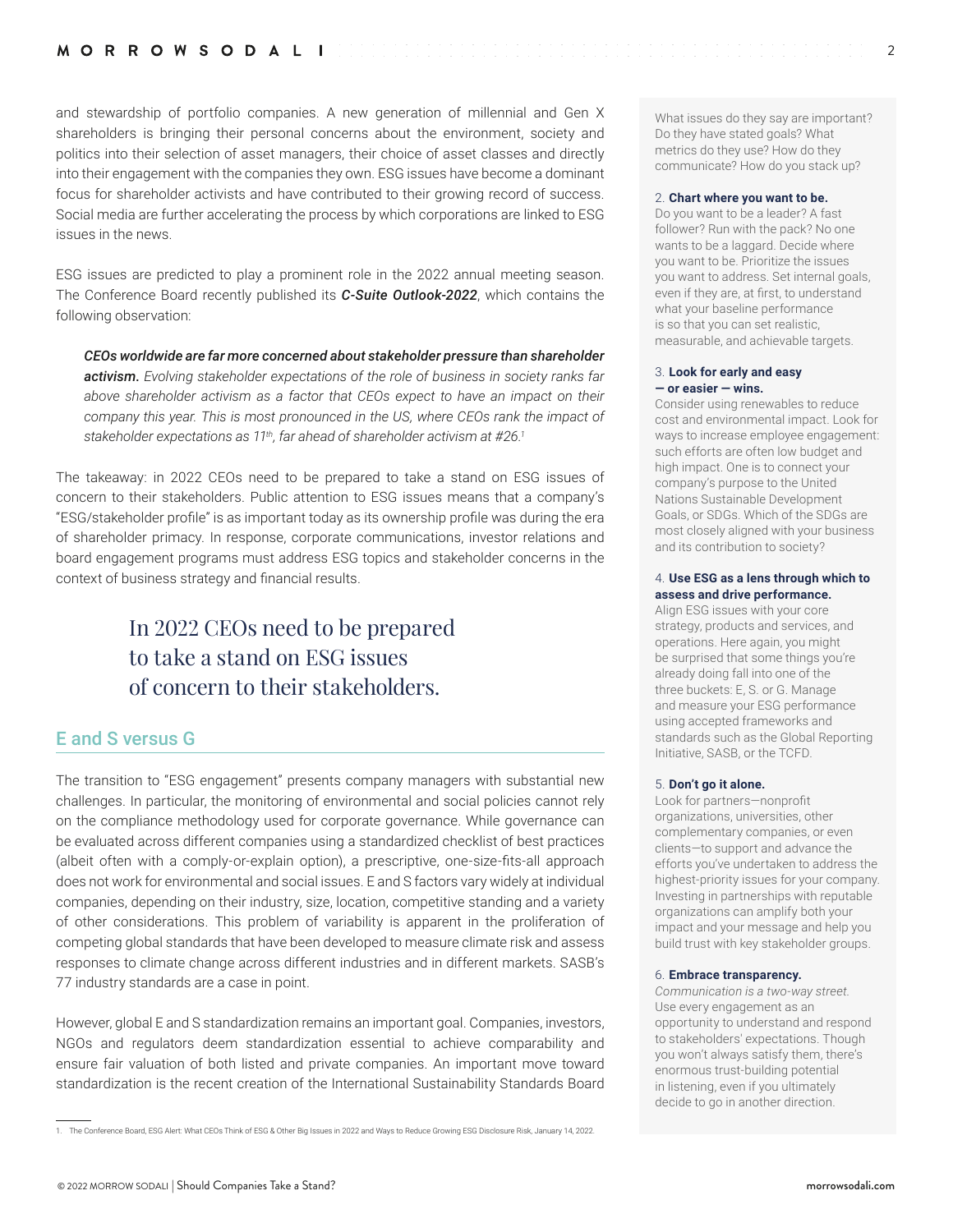and stewardship of portfolio companies. A new generation of millennial and Gen X shareholders is bringing their personal concerns about the environment, society and politics into their selection of asset managers, their choice of asset classes and directly into their engagement with the companies they own. ESG issues have become a dominant focus for shareholder activists and have contributed to their growing record of success. Social media are further accelerating the process by which corporations are linked to ESG issues in the news.

ESG issues are predicted to play a prominent role in the 2022 annual meeting season. The Conference Board recently published its ***C-Suite Outlook-2022***, which contains the following observation:

> ***CEOs worldwide are far more concerned about stakeholder pressure than shareholder activism.*** *Evolving stakeholder expectations of the role of business in society ranks far above shareholder activism as a factor that CEOs expect to have an impact on their company this year. This is most pronounced in the US, where CEOs rank the impact of stakeholder expectations as 11th, far ahead of shareholder activism at #26.*[1]

The takeaway: in 2022 CEOs need to be prepared to take a stand on ESG issues of concern to their stakeholders. Public attention to ESG issues means that a company's "ESG/stakeholder profile" is as important today as its ownership profile was during the era of shareholder primacy. In response, corporate communications, investor relations and board engagement programs must address ESG topics and stakeholder concerns in the context of business strategy and financial results.

> In 2022 CEOs need to be prepared to take a stand on ESG issues of concern to their stakeholders.

## E and S versus G

The transition to "ESG engagement" presents company managers with substantial new challenges. In particular, the monitoring of environmental and social policies cannot rely on the compliance methodology used for corporate governance. While governance can be evaluated across different companies using a standardized checklist of best practices (albeit often with a comply-or-explain option), a prescriptive, one-size-fits-all approach does not work for environmental and social issues. E and S factors vary widely at individual companies, depending on their industry, size, location, competitive standing and a variety of other considerations. This problem of variability is apparent in the proliferation of competing global standards that have been developed to measure climate risk and assess responses to climate change across different industries and in different markets. SASB's 77 industry standards are a case in point.

However, global E and S standardization remains an important goal. Companies, investors, NGOs and regulators deem standardization essential to achieve comparability and ensure fair valuation of both listed and private companies. An important move toward standardization is the recent creation of the International Sustainability Standards Board

1. The Conference Board, ESG Alert: What CEOs Think of ESG & Other Big Issues in 2022 and Ways to Reduce Growing ESG Disclosure Risk, January 14, 2022.

---

What issues do they say are important? Do they have stated goals? What metrics do they use? How do they communicate? How do you stack up?

2. **Chart where you want to be.**
Do you want to be a leader? A fast follower? Run with the pack? No one wants to be a laggard. Decide where you want to be. Prioritize the issues you want to address. Set internal goals, even if they are, at first, to understand what your baseline performance is so that you can set realistic, measurable, and achievable targets.

3. **Look for early and easy — or easier — wins.**
Consider using renewables to reduce cost and environmental impact. Look for ways to increase employee engagement: such efforts are often low budget and high impact. One is to connect your company's purpose to the United Nations Sustainable Development Goals, or SDGs. Which of the SDGs are most closely aligned with your business and its contribution to society?

4. **Use ESG as a lens through which to assess and drive performance.**
Align ESG issues with your core strategy, products and services, and operations. Here again, you might be surprised that some things you're already doing fall into one of the three buckets: E, S. or G. Manage and measure your ESG performance using accepted frameworks and standards such as the Global Reporting Initiative, SASB, or the TCFD.

5. **Don't go it alone.**
Look for partners—nonprofit organizations, universities, other complementary companies, or even clients—to support and advance the efforts you've undertaken to address the highest-priority issues for your company. Investing in partnerships with reputable organizations can amplify both your impact and your message and help you build trust with key stakeholder groups.

6. **Embrace transparency.**
*Communication is a two-way street.* Use every engagement as an opportunity to understand and respond to stakeholders' expectations. Though you won't always satisfy them, there's enormous trust-building potential in listening, even if you ultimately decide to go in another direction.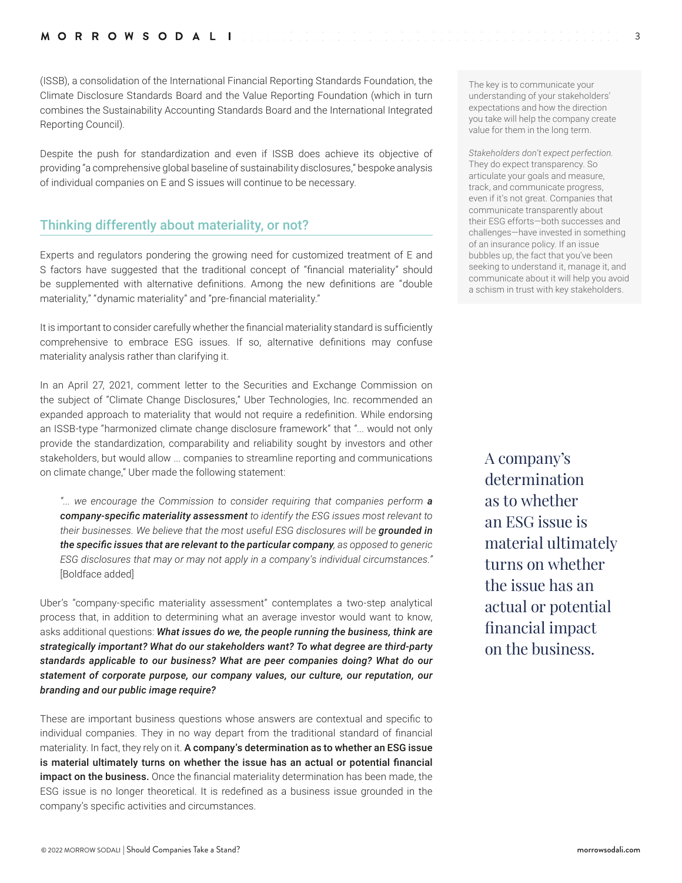(ISSB), a consolidation of the International Financial Reporting Standards Foundation, the Climate Disclosure Standards Board and the Value Reporting Foundation (which in turn combines the Sustainability Accounting Standards Board and the International Integrated Reporting Council).

Despite the push for standardization and even if ISSB does achieve its objective of providing "a comprehensive global baseline of sustainability disclosures," bespoke analysis of individual companies on E and S issues will continue to be necessary.

## Thinking differently about materiality, or not?

Experts and regulators pondering the growing need for customized treatment of E and S factors have suggested that the traditional concept of "financial materiality" should be supplemented with alternative definitions. Among the new definitions are "double materiality," "dynamic materiality" and "pre-financial materiality."

It is important to consider carefully whether the financial materiality standard is sufficiently comprehensive to embrace ESG issues. If so, alternative definitions may confuse materiality analysis rather than clarifying it.

In an April 27, 2021, comment letter to the Securities and Exchange Commission on the subject of "Climate Change Disclosures," Uber Technologies, Inc. recommended an expanded approach to materiality that would not require a redefinition. While endorsing an ISSB-type "harmonized climate change disclosure framework" that "... would not only provide the standardization, comparability and reliability sought by investors and other stakeholders, but would allow ... companies to streamline reporting and communications on climate change," Uber made the following statement:

> *"... we encourage the Commission to consider requiring that companies perform* ***a company-specific materiality assessment*** *to identify the ESG issues most relevant to their businesses. We believe that the most useful ESG disclosures will be* ***grounded in the specific issues that are relevant to the particular company****, as opposed to generic ESG disclosures that may or may not apply in a company's individual circumstances."* [Boldface added]

Uber's "company-specific materiality assessment" contemplates a two-step analytical process that, in addition to determining what an average investor would want to know, asks additional questions: ***What issues do we, the people running the business, think are strategically important? What do our stakeholders want? To what degree are third-party standards applicable to our business? What are peer companies doing? What do our statement of corporate purpose, our company values, our culture, our reputation, our branding and our public image require?***

These are important business questions whose answers are contextual and specific to individual companies. They in no way depart from the traditional standard of financial materiality. In fact, they rely on it. **A company's determination as to whether an ESG issue is material ultimately turns on whether the issue has an actual or potential financial impact on the business.** Once the financial materiality determination has been made, the ESG issue is no longer theoretical. It is redefined as a business issue grounded in the company's specific activities and circumstances.

The key is to communicate your understanding of your stakeholders' expectations and how the direction you take will help the company create value for them in the long term.

*Stakeholders don't expect perfection.* They do expect transparency. So articulate your goals and measure, track, and communicate progress, even if it's not great. Companies that communicate transparently about their ESG efforts—both successes and challenges—have invested in something of an insurance policy. If an issue bubbles up, the fact that you've been seeking to understand it, manage it, and communicate about it will help you avoid a schism in trust with key stakeholders.

> A company's determination as to whether an ESG issue is material ultimately turns on whether the issue has an actual or potential financial impact on the business.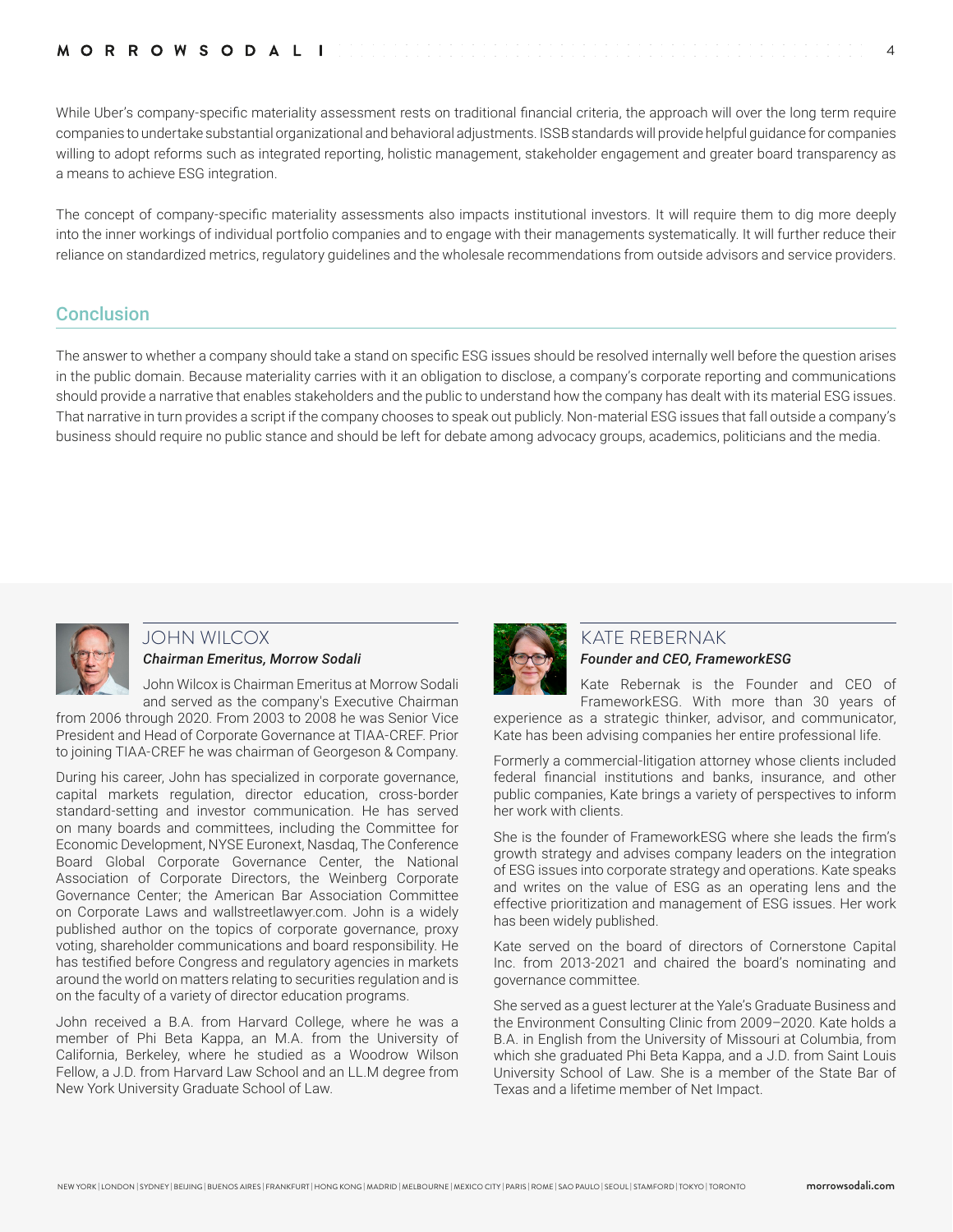While Uber's company-specific materiality assessment rests on traditional financial criteria, the approach will over the long term require companies to undertake substantial organizational and behavioral adjustments. ISSB standards will provide helpful guidance for companies willing to adopt reforms such as integrated reporting, holistic management, stakeholder engagement and greater board transparency as a means to achieve ESG integration.

The concept of company-specific materiality assessments also impacts institutional investors. It will require them to dig more deeply into the inner workings of individual portfolio companies and to engage with their managements systematically. It will further reduce their reliance on standardized metrics, regulatory guidelines and the wholesale recommendations from outside advisors and service providers.

## Conclusion

The answer to whether a company should take a stand on specific ESG issues should be resolved internally well before the question arises in the public domain. Because materiality carries with it an obligation to disclose, a company's corporate reporting and communications should provide a narrative that enables stakeholders and the public to understand how the company has dealt with its material ESG issues. That narrative in turn provides a script if the company chooses to speak out publicly. Non-material ESG issues that fall outside a company's business should require no public stance and should be left for debate among advocacy groups, academics, politicians and the media.

### JOHN WILCOX

***Chairman Emeritus, Morrow Sodali***

John Wilcox is Chairman Emeritus at Morrow Sodali and served as the company's Executive Chairman from 2006 through 2020. From 2003 to 2008 he was Senior Vice President and Head of Corporate Governance at TIAA-CREF. Prior to joining TIAA-CREF he was chairman of Georgeson & Company.

During his career, John has specialized in corporate governance, capital markets regulation, director education, cross-border standard-setting and investor communication. He has served on many boards and committees, including the Committee for Economic Development, NYSE Euronext, Nasdaq, The Conference Board Global Corporate Governance Center, the National Association of Corporate Directors, the Weinberg Corporate Governance Center; the American Bar Association Committee on Corporate Laws and wallstreetlawyer.com. John is a widely published author on the topics of corporate governance, proxy voting, shareholder communications and board responsibility. He has testified before Congress and regulatory agencies in markets around the world on matters relating to securities regulation and is on the faculty of a variety of director education programs.

John received a B.A. from Harvard College, where he was a member of Phi Beta Kappa, an M.A. from the University of California, Berkeley, where he studied as a Woodrow Wilson Fellow, a J.D. from Harvard Law School and an LL.M degree from New York University Graduate School of Law.

### KATE REBERNAK

***Founder and CEO, FrameworkESG***

Kate Rebernak is the Founder and CEO of FrameworkESG. With more than 30 years of experience as a strategic thinker, advisor, and communicator, Kate has been advising companies her entire professional life.

Formerly a commercial-litigation attorney whose clients included federal financial institutions and banks, insurance, and other public companies, Kate brings a variety of perspectives to inform her work with clients.

She is the founder of FrameworkESG where she leads the firm's growth strategy and advises company leaders on the integration of ESG issues into corporate strategy and operations. Kate speaks and writes on the value of ESG as an operating lens and the effective prioritization and management of ESG issues. Her work has been widely published.

Kate served on the board of directors of Cornerstone Capital Inc. from 2013-2021 and chaired the board's nominating and governance committee.

She served as a guest lecturer at the Yale's Graduate Business and the Environment Consulting Clinic from 2009–2020. Kate holds a B.A. in English from the University of Missouri at Columbia, from which she graduated Phi Beta Kappa, and a J.D. from Saint Louis University School of Law. She is a member of the State Bar of Texas and a lifetime member of Net Impact.